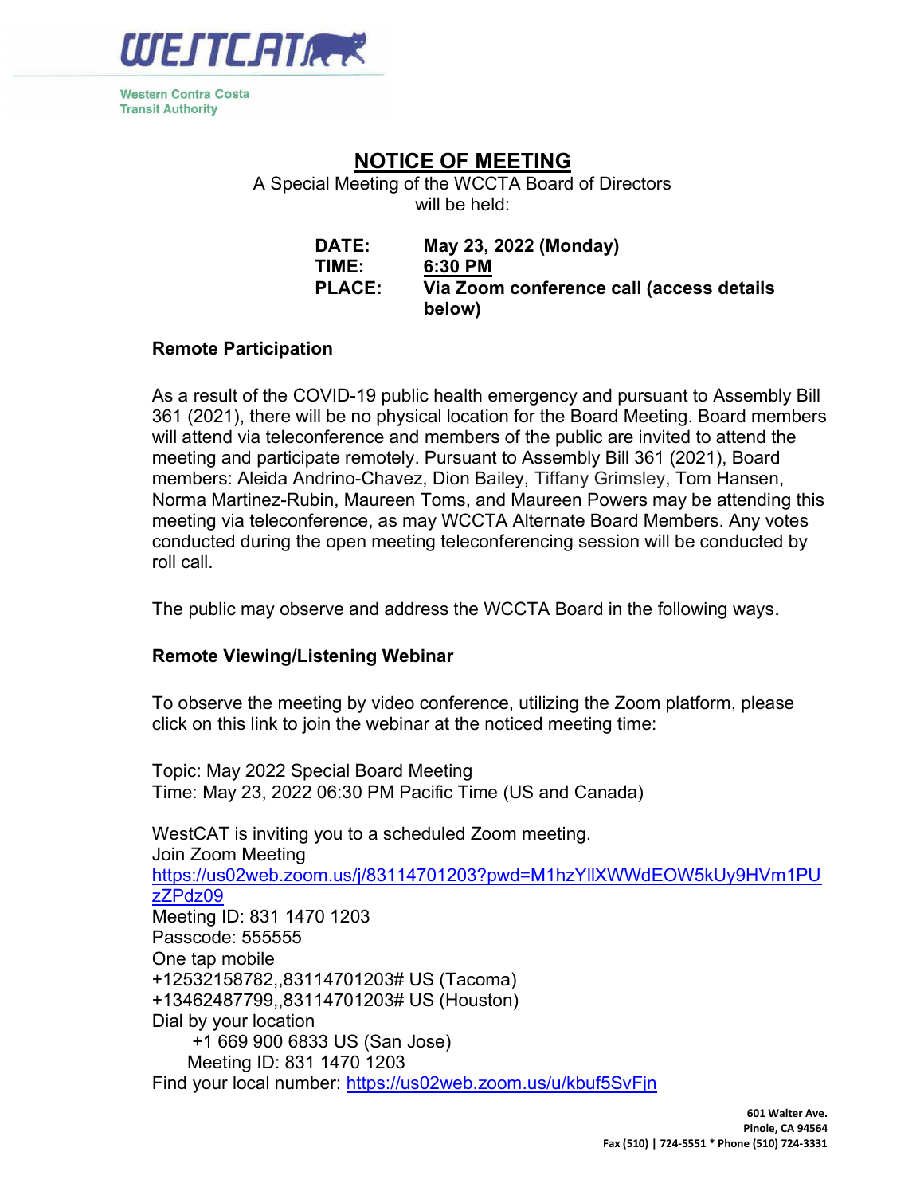WESTCAT

Western Contra Costa Transit Authority

# NOTICE OF MEETING

A Special Meeting of the WCCTA Board of Directors will be held:

**DATE:** **May 23, 2022 (Monday)**
**TIME:** **6:30 PM**
**PLACE:** **Via Zoom conference call (access details below)**

**Remote Participation**

As a result of the COVID-19 public health emergency and pursuant to Assembly Bill 361 (2021), there will be no physical location for the Board Meeting. Board members will attend via teleconference and members of the public are invited to attend the meeting and participate remotely. Pursuant to Assembly Bill 361 (2021), Board members: Aleida Andrino-Chavez, Dion Bailey, Tiffany Grimsley, Tom Hansen, Norma Martinez-Rubin, Maureen Toms, and Maureen Powers may be attending this meeting via teleconference, as may WCCTA Alternate Board Members. Any votes conducted during the open meeting teleconferencing session will be conducted by roll call.

The public may observe and address the WCCTA Board in the following ways.

**Remote Viewing/Listening Webinar**

To observe the meeting by video conference, utilizing the Zoom platform, please click on this link to join the webinar at the noticed meeting time:

Topic: May 2022 Special Board Meeting
Time: May 23, 2022 06:30 PM Pacific Time (US and Canada)

WestCAT is inviting you to a scheduled Zoom meeting.
Join Zoom Meeting
https://us02web.zoom.us/j/83114701203?pwd=M1hzYlXWWdEOW5kUy9HVm1PUzZPdz09
Meeting ID: 831 1470 1203
Passcode: 555555
One tap mobile
+12532158782,,83114701203# US (Tacoma)
+13462487799,,83114701203# US (Houston)
Dial by your location
+1 669 900 6833 US (San Jose)
Meeting ID: 831 1470 1203
Find your local number: https://us02web.zoom.us/u/kbuf5SvFjn

601 Walter Ave.
Pinole, CA 94564
Fax (510) | 724-5551 * Phone (510) 724-3331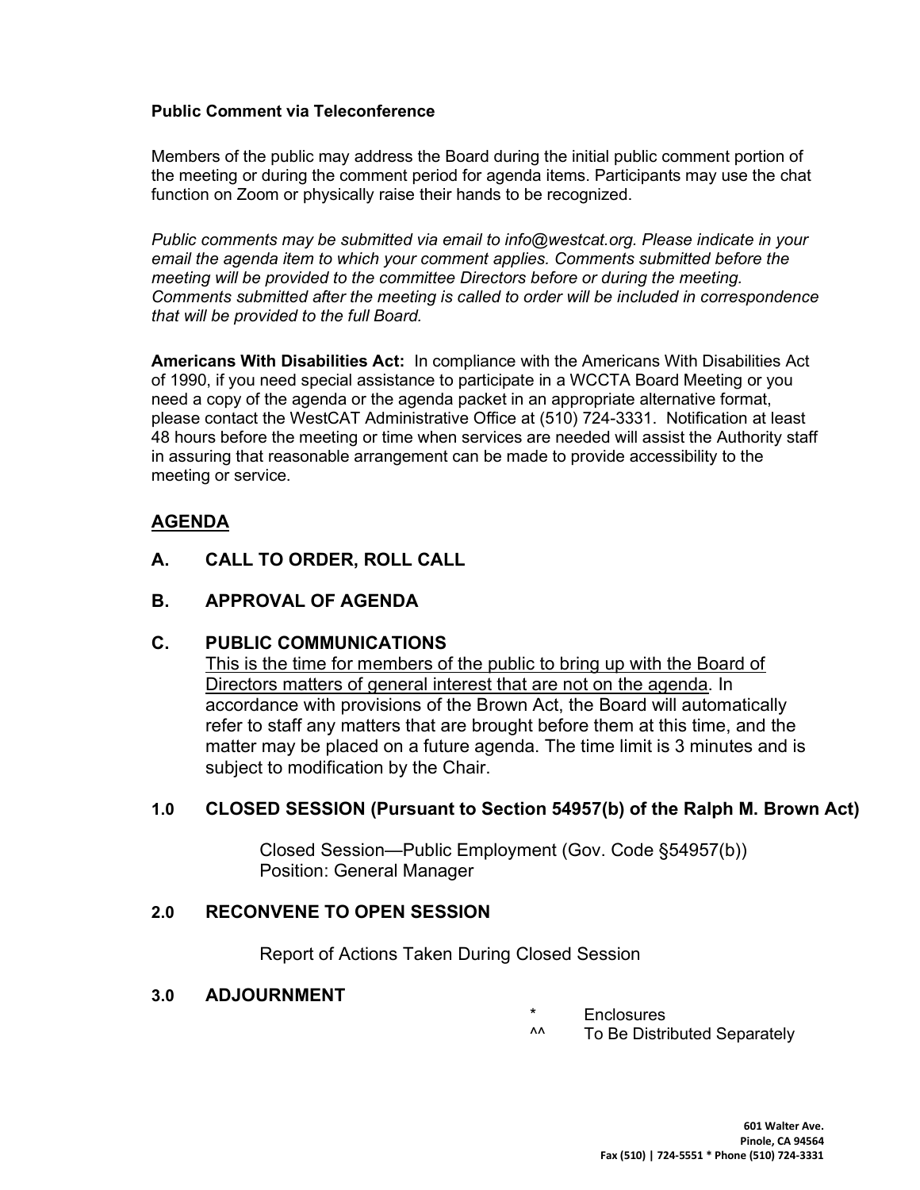**Public Comment via Teleconference**

Members of the public may address the Board during the initial public comment portion of the meeting or during the comment period for agenda items. Participants may use the chat function on Zoom or physically raise their hands to be recognized.

*Public comments may be submitted via email to info@westcat.org. Please indicate in your email the agenda item to which your comment applies. Comments submitted before the meeting will be provided to the committee Directors before or during the meeting. Comments submitted after the meeting is called to order will be included in correspondence that will be provided to the full Board.*

**Americans With Disabilities Act:** In compliance with the Americans With Disabilities Act of 1990, if you need special assistance to participate in a WCCTA Board Meeting or you need a copy of the agenda or the agenda packet in an appropriate alternative format, please contact the WestCAT Administrative Office at (510) 724-3331. Notification at least 48 hours before the meeting or time when services are needed will assist the Authority staff in assuring that reasonable arrangement can be made to provide accessibility to the meeting or service.

## AGENDA

### A. CALL TO ORDER, ROLL CALL

### B. APPROVAL OF AGENDA

### C. PUBLIC COMMUNICATIONS

This is the time for members of the public to bring up with the Board of Directors matters of general interest that are not on the agenda. In accordance with provisions of the Brown Act, the Board will automatically refer to staff any matters that are brought before them at this time, and the matter may be placed on a future agenda. The time limit is 3 minutes and is subject to modification by the Chair.

### 1.0 CLOSED SESSION (Pursuant to Section 54957(b) of the Ralph M. Brown Act)

Closed Session—Public Employment (Gov. Code §54957(b))
Position: General Manager

### 2.0 RECONVENE TO OPEN SESSION

Report of Actions Taken During Closed Session

### 3.0 ADJOURNMENT

\* Enclosures
^^ To Be Distributed Separately

601 Walter Ave.
Pinole, CA 94564
Fax (510) | 724-5551 * Phone (510) 724-3331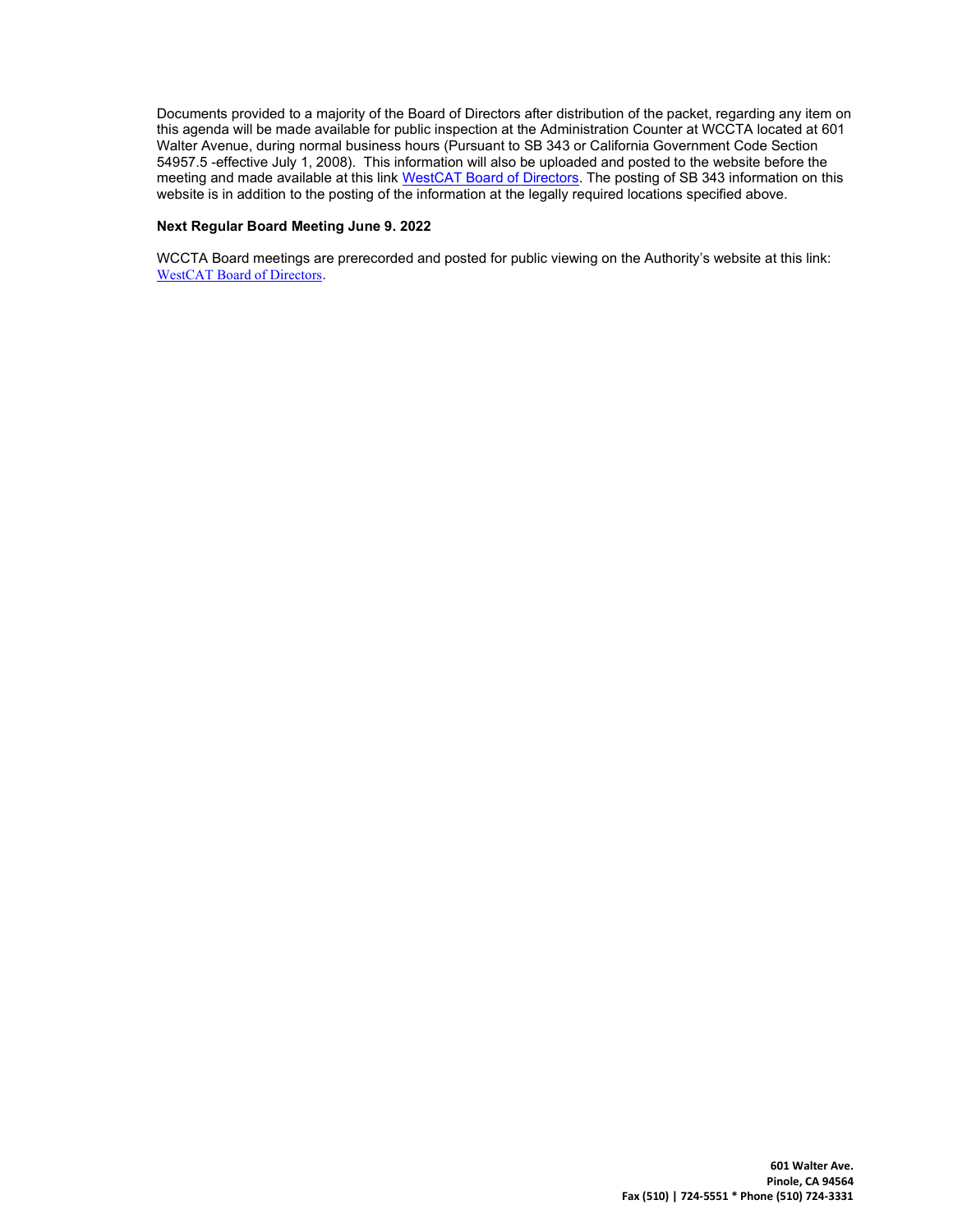Documents provided to a majority of the Board of Directors after distribution of the packet, regarding any item on this agenda will be made available for public inspection at the Administration Counter at WCCTA located at 601 Walter Avenue, during normal business hours (Pursuant to SB 343 or California Government Code Section 54957.5 -effective July 1, 2008). This information will also be uploaded and posted to the website before the meeting and made available at this link WestCAT Board of Directors. The posting of SB 343 information on this website is in addition to the posting of the information at the legally required locations specified above.

**Next Regular Board Meeting June 9. 2022**

WCCTA Board meetings are prerecorded and posted for public viewing on the Authority's website at this link: WestCAT Board of Directors.

**601 Walter Ave.**
**Pinole, CA 94564**
**Fax (510) | 724-5551 * Phone (510) 724-3331**